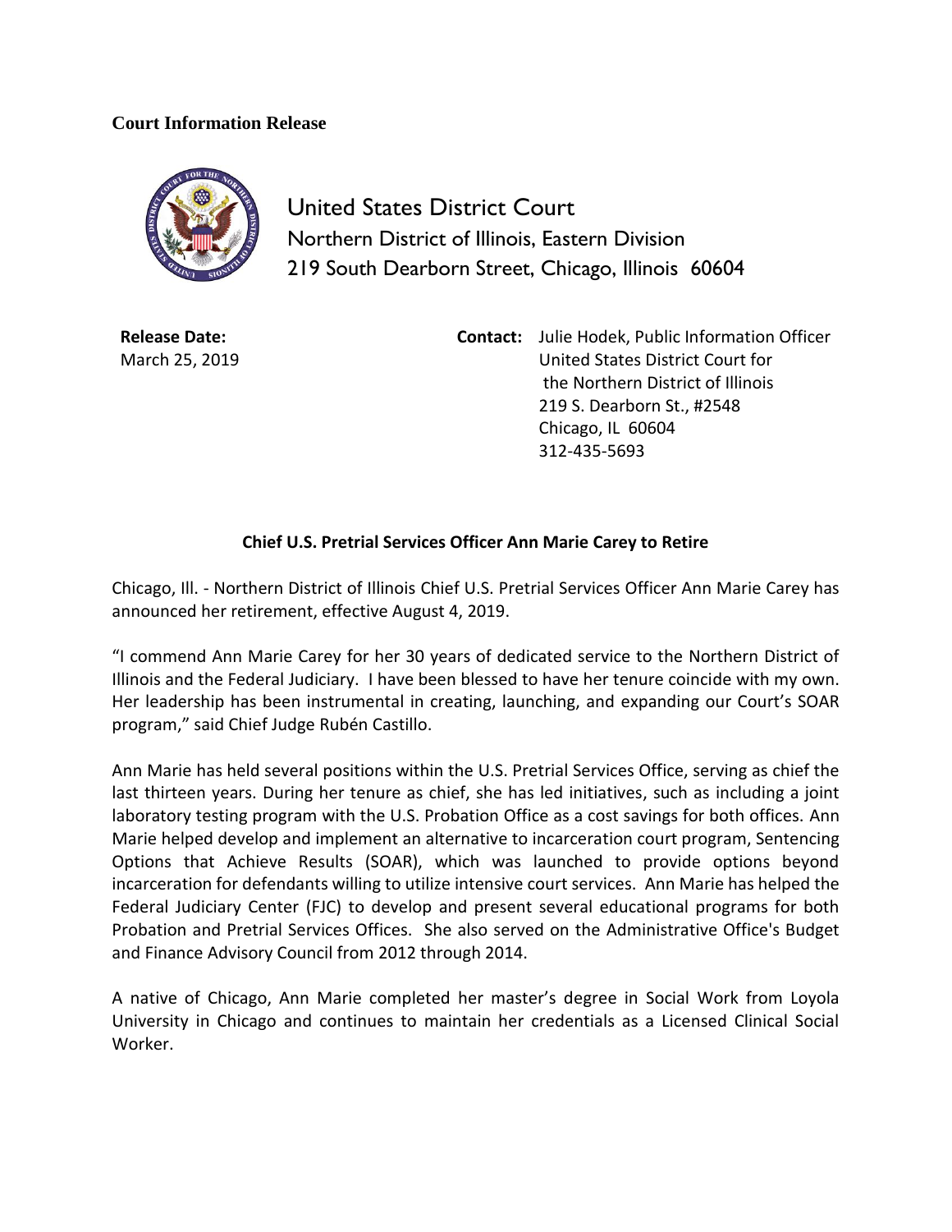**Court Information Release**

United States District Court
Northern District of Illinois, Eastern Division
219 South Dearborn Street, Chicago, Illinois 60604

**Release Date:**
March 25, 2019

**Contact:** Julie Hodek, Public Information Officer
United States District Court for
the Northern District of Illinois
219 S. Dearborn St., #2548
Chicago, IL 60604
312-435-5693

**Chief U.S. Pretrial Services Officer Ann Marie Carey to Retire**

Chicago, Ill. - Northern District of Illinois Chief U.S. Pretrial Services Officer Ann Marie Carey has announced her retirement, effective August 4, 2019.

"I commend Ann Marie Carey for her 30 years of dedicated service to the Northern District of Illinois and the Federal Judiciary. I have been blessed to have her tenure coincide with my own. Her leadership has been instrumental in creating, launching, and expanding our Court's SOAR program," said Chief Judge Rubén Castillo.

Ann Marie has held several positions within the U.S. Pretrial Services Office, serving as chief the last thirteen years. During her tenure as chief, she has led initiatives, such as including a joint laboratory testing program with the U.S. Probation Office as a cost savings for both offices. Ann Marie helped develop and implement an alternative to incarceration court program, Sentencing Options that Achieve Results (SOAR), which was launched to provide options beyond incarceration for defendants willing to utilize intensive court services. Ann Marie has helped the Federal Judiciary Center (FJC) to develop and present several educational programs for both Probation and Pretrial Services Offices. She also served on the Administrative Office's Budget and Finance Advisory Council from 2012 through 2014.

A native of Chicago, Ann Marie completed her master's degree in Social Work from Loyola University in Chicago and continues to maintain her credentials as a Licensed Clinical Social Worker.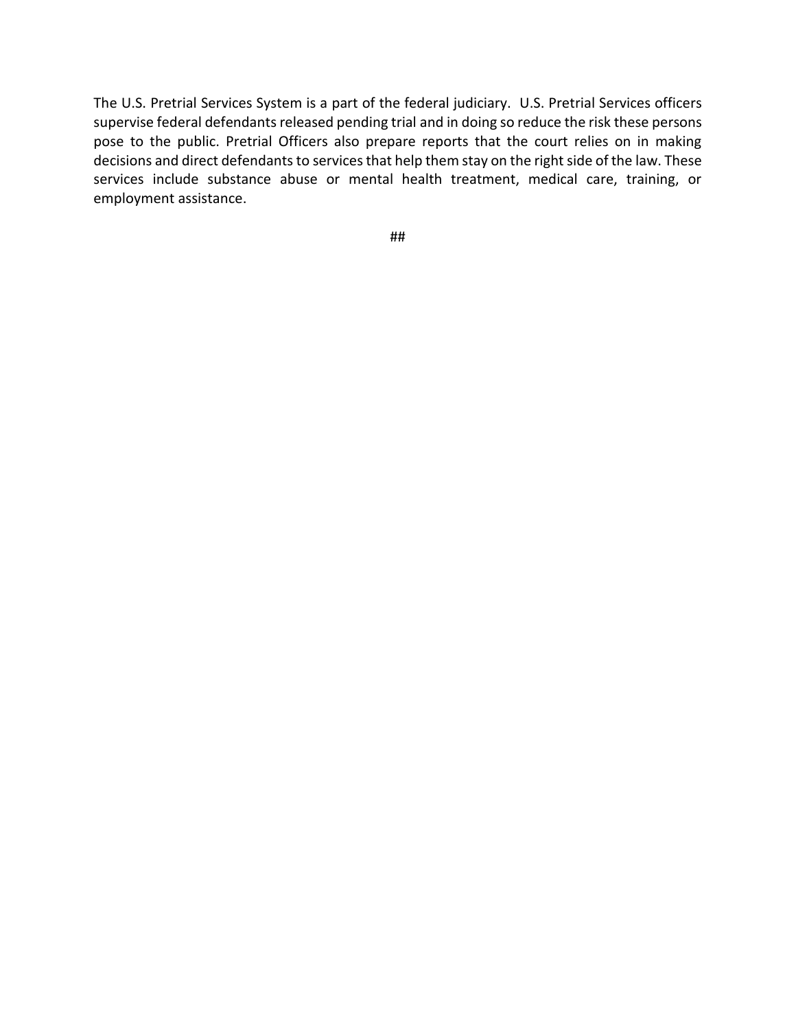The U.S. Pretrial Services System is a part of the federal judiciary. U.S. Pretrial Services officers supervise federal defendants released pending trial and in doing so reduce the risk these persons pose to the public. Pretrial Officers also prepare reports that the court relies on in making decisions and direct defendants to services that help them stay on the right side of the law. These services include substance abuse or mental health treatment, medical care, training, or employment assistance.

##